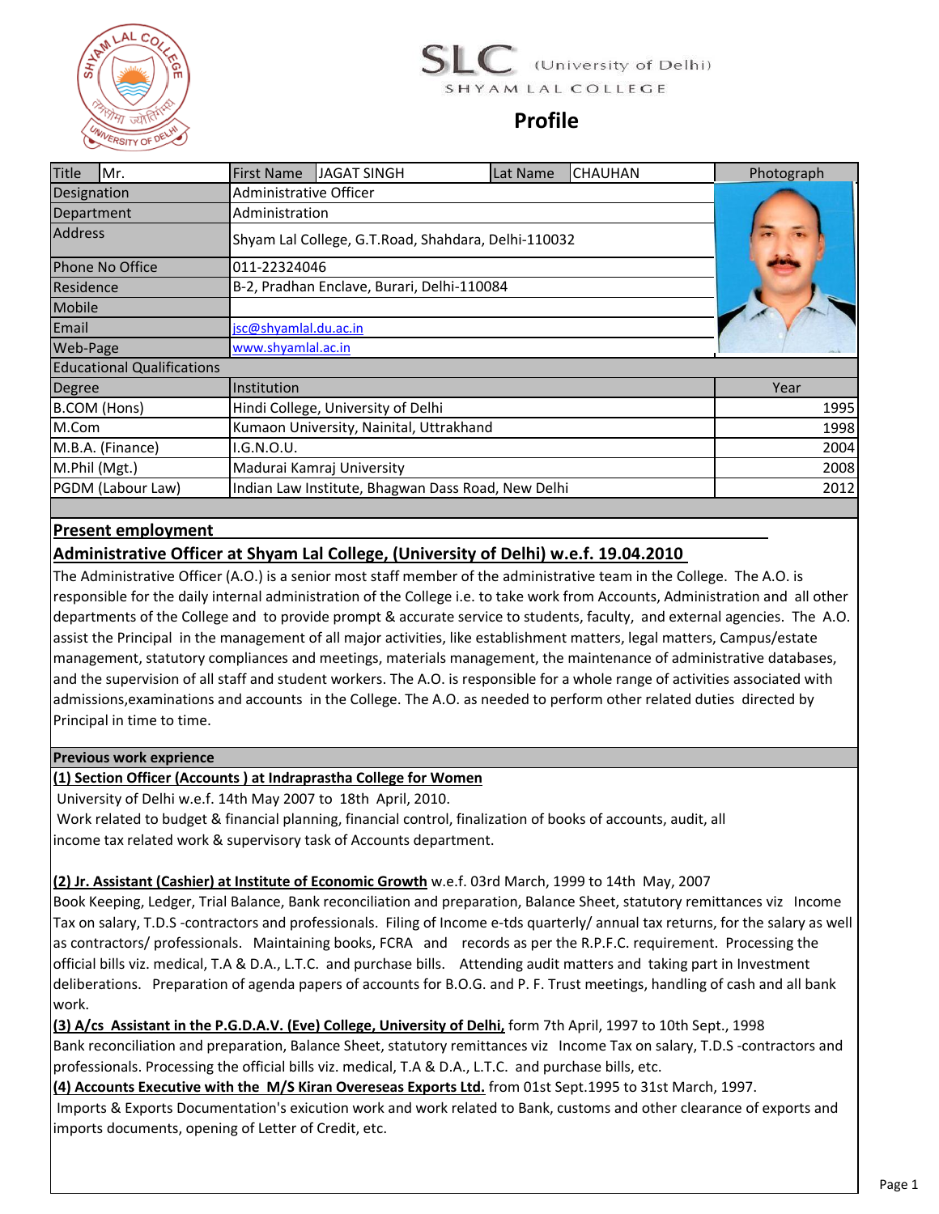SLC (University of Delhi)
SHYAM LAL COLLEGE

# Profile

| | | | | | | |
|---|---|---|---|---|---|---|
| Title | Mr. | First Name | JAGAT SINGH | Lat Name | CHAUHAN | Photograph |
| Designation | | Administrative Officer | | | | |
| Department | | Administration | | | | |
| Address | | Shyam Lal College, G.T.Road, Shahdara, Delhi-110032 | | | | |
| Phone No Office | | 011-22324046 | | | | |
| Residence | | B-2, Pradhan Enclave, Burari, Delhi-110084 | | | | |
| Mobile | | | | | | |
| Email | | jsc@shyamlal.du.ac.in | | | | |
| Web-Page | | www.shyamlal.ac.in | | | | |

**Educational Qualifications**

| Degree | Institution | Year |
|---|---|---|
| B.COM (Hons) | Hindi College, University of Delhi | 1995 |
| M.Com | Kumaon University, Nainital, Uttrakhand | 1998 |
| M.B.A. (Finance) | I.G.N.O.U. | 2004 |
| M.Phil (Mgt.) | Madurai Kamraj University | 2008 |
| PGDM (Labour Law) | Indian Law Institute, Bhagwan Dass Road, New Delhi | 2012 |

## Present employment

### Administrative Officer at Shyam Lal College, (University of Delhi) w.e.f. 19.04.2010

The Administrative Officer (A.O.) is a senior most staff member of the administrative team in the College. The A.O. is responsible for the daily internal administration of the College i.e. to take work from Accounts, Administration and all other departments of the College and to provide prompt & accurate service to students, faculty, and external agencies. The A.O. assist the Principal in the management of all major activities, like establishment matters, legal matters, Campus/estate management, statutory compliances and meetings, materials management, the maintenance of administrative databases, and the supervision of all staff and student workers. The A.O. is responsible for a whole range of activities associated with admissions,examinations and accounts in the College. The A.O. as needed to perform other related duties directed by Principal in time to time.

## Previous work exprience

**(1) Section Officer (Accounts ) at Indraprastha College for Women**

University of Delhi w.e.f. 14th May 2007 to 18th April, 2010.

Work related to budget & financial planning, financial control, finalization of books of accounts, audit, all income tax related work & supervisory task of Accounts department.

**(2) Jr. Assistant (Cashier) at Institute of Economic Growth** w.e.f. 03rd March, 1999 to 14th May, 2007

Book Keeping, Ledger, Trial Balance, Bank reconciliation and preparation, Balance Sheet, statutory remittances viz Income Tax on salary, T.D.S -contractors and professionals. Filing of Income e-tds quarterly/ annual tax returns, for the salary as well as contractors/ professionals. Maintaining books, FCRA and records as per the R.P.F.C. requirement. Processing the official bills viz. medical, T.A & D.A., L.T.C. and purchase bills. Attending audit matters and taking part in Investment deliberations. Preparation of agenda papers of accounts for B.O.G. and P. F. Trust meetings, handling of cash and all bank work.

**(3) A/cs Assistant in the P.G.D.A.V. (Eve) College, University of Delhi,** form 7th April, 1997 to 10th Sept., 1998

Bank reconciliation and preparation, Balance Sheet, statutory remittances viz Income Tax on salary, T.D.S -contractors and professionals. Processing the official bills viz. medical, T.A & D.A., L.T.C. and purchase bills, etc.

**(4) Accounts Executive with the M/S Kiran Overeseas Exports Ltd.** from 01st Sept.1995 to 31st March, 1997.

Imports & Exports Documentation's exicution work and work related to Bank, customs and other clearance of exports and imports documents, opening of Letter of Credit, etc.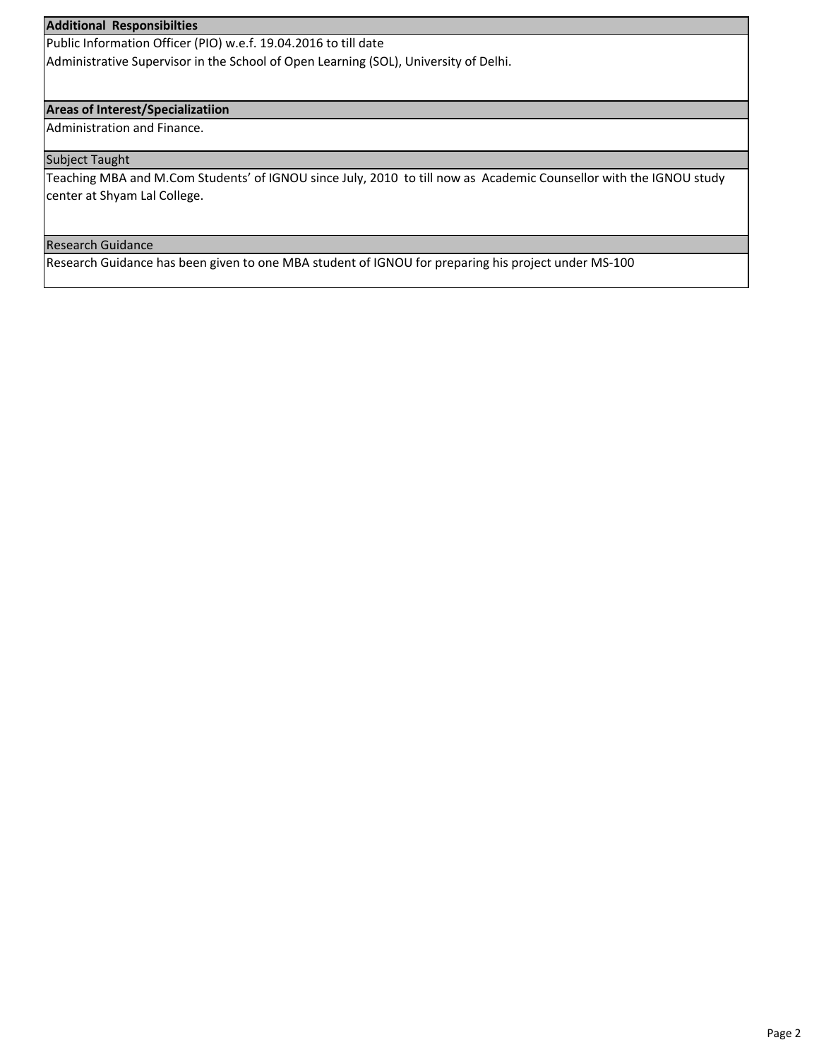**Additional Responsibilties**

Public Information Officer (PIO) w.e.f. 19.04.2016 to till date

Administrative Supervisor in the School of Open Learning (SOL), University of Delhi.

**Areas of Interest/Specializatiion**

Administration and Finance.

Subject Taught

Teaching MBA and M.Com Students' of IGNOU since July, 2010 to till now as Academic Counsellor with the IGNOU study center at Shyam Lal College.

Research Guidance

Research Guidance has been given to one MBA student of IGNOU for preparing his project under MS-100